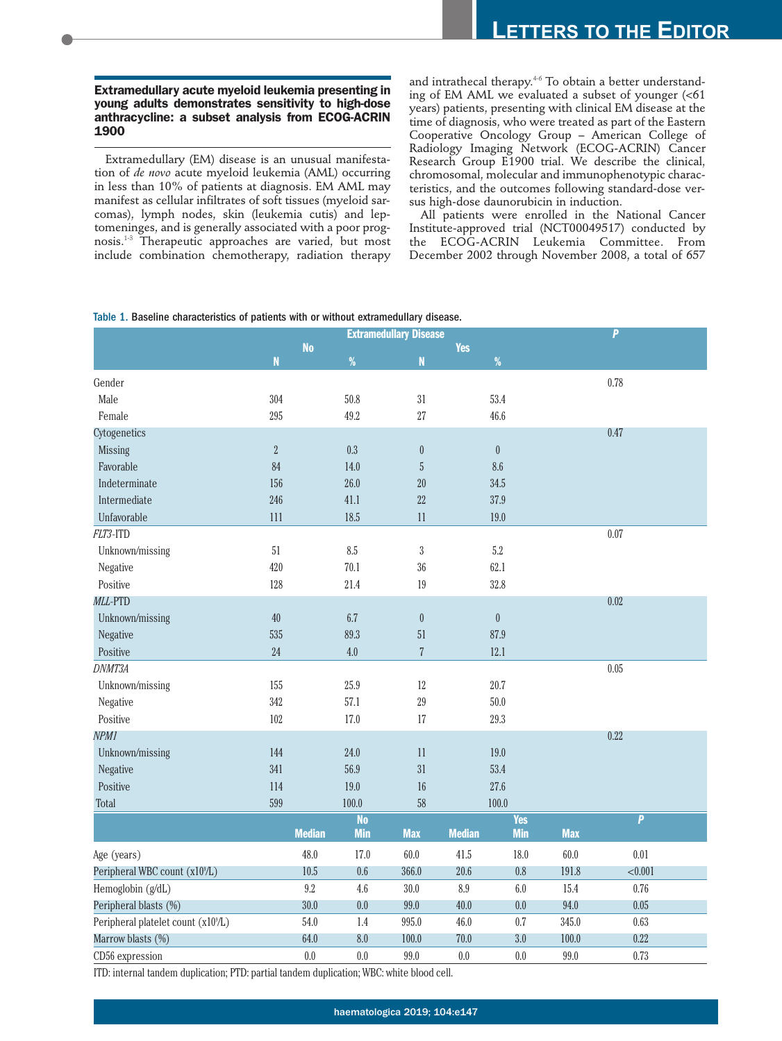## Extramedullary acute myeloid leukemia presenting in young adults demonstrates sensitivity to high-dose anthracycline: a subset analysis from ECOG-ACRIN 1900

Extramedullary (EM) disease is an unusual manifestation of *de novo* acute myeloid leukemia (AML) occurring in less than 10% of patients at diagnosis. EM AML may manifest as cellular infiltrates of soft tissues (myeloid sarcomas), lymph nodes, skin (leukemia cutis) and leptomeninges, and is generally associated with a poor prognosis.[1-3] Therapeutic approaches are varied, but most include combination chemotherapy, radiation therapy and intrathecal therapy.[4-6] To obtain a better understanding of EM AML we evaluated a subset of younger (<61 years) patients, presenting with clinical EM disease at the time of diagnosis, who were treated as part of the Eastern Cooperative Oncology Group – American College of Radiology Imaging Network (ECOG-ACRIN) Cancer Research Group E1900 trial. We describe the clinical, chromosomal, molecular and immunophenotypic characteristics, and the outcomes following standard-dose versus high-dose daunorubicin in induction.

All patients were enrolled in the National Cancer Institute-approved trial (NCT00049517) conducted by the ECOG-ACRIN Leukemia Committee. From December 2002 through November 2008, a total of 657

**Table 1.** Baseline characteristics of patients with or without extramedullary disease.

| | Extramedullary Disease | | | | P |
|---|---|---|---|---|---|
| | No | | Yes | | |
| | N | % | N | % | |
| Gender | | | | | 0.78 |
| Male | 304 | 50.8 | 31 | 53.4 | |
| Female | 295 | 49.2 | 27 | 46.6 | |
| Cytogenetics | | | | | 0.47 |
| Missing | 2 | 0.3 | 0 | 0 | |
| Favorable | 84 | 14.0 | 5 | 8.6 | |
| Indeterminate | 156 | 26.0 | 20 | 34.5 | |
| Intermediate | 246 | 41.1 | 22 | 37.9 | |
| Unfavorable | 111 | 18.5 | 11 | 19.0 | |
| *FLT3*-ITD | | | | | 0.07 |
| Unknown/missing | 51 | 8.5 | 3 | 5.2 | |
| Negative | 420 | 70.1 | 36 | 62.1 | |
| Positive | 128 | 21.4 | 19 | 32.8 | |
| *MLL*-PTD | | | | | 0.02 |
| Unknown/missing | 40 | 6.7 | 0 | 0 | |
| Negative | 535 | 89.3 | 51 | 87.9 | |
| Positive | 24 | 4.0 | 7 | 12.1 | |
| *DNMT3A* | | | | | 0.05 |
| Unknown/missing | 155 | 25.9 | 12 | 20.7 | |
| Negative | 342 | 57.1 | 29 | 50.0 | |
| Positive | 102 | 17.0 | 17 | 29.3 | |
| *NPM1* | | | | | 0.22 |
| Unknown/missing | 144 | 24.0 | 11 | 19.0 | |
| Negative | 341 | 56.9 | 31 | 53.4 | |
| Positive | 114 | 19.0 | 16 | 27.6 | |
| Total | 599 | 100.0 | 58 | 100.0 | |

| | No | | | Yes | | | P |
|---|---|---|---|---|---|---|---|
| | Median | Min | Max | Median | Min | Max | |
| Age (years) | 48.0 | 17.0 | 60.0 | 41.5 | 18.0 | 60.0 | 0.01 |
| Peripheral WBC count ($x10^9$/L) | 10.5 | 0.6 | 366.0 | 20.6 | 0.8 | 191.8 | <0.001 |
| Hemoglobin (g/dL) | 9.2 | 4.6 | 30.0 | 8.9 | 6.0 | 15.4 | 0.76 |
| Peripheral blasts (%) | 30.0 | 0.0 | 99.0 | 40.0 | 0.0 | 94.0 | 0.05 |
| Peripheral platelet count ($x10^9$/L) | 54.0 | 1.4 | 995.0 | 46.0 | 0.7 | 345.0 | 0.63 |
| Marrow blasts (%) | 64.0 | 8.0 | 100.0 | 70.0 | 3.0 | 100.0 | 0.22 |
| CD56 expression | 0.0 | 0.0 | 99.0 | 0.0 | 0.0 | 99.0 | 0.73 |

ITD: internal tandem duplication; PTD: partial tandem duplication; WBC: white blood cell.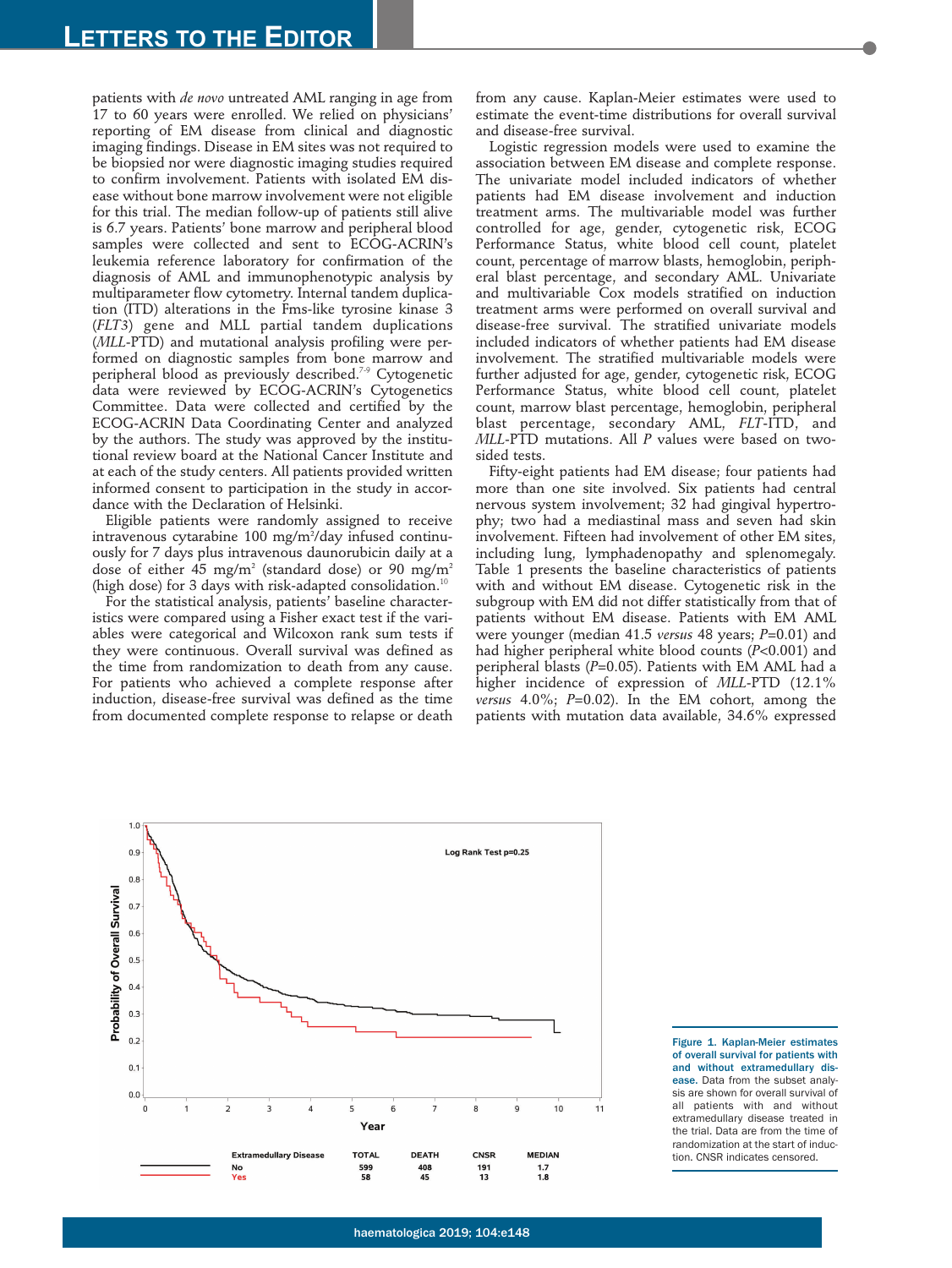patients with *de novo* untreated AML ranging in age from 17 to 60 years were enrolled. We relied on physicians' reporting of EM disease from clinical and diagnostic imaging findings. Disease in EM sites was not required to be biopsied nor were diagnostic imaging studies required to confirm involvement. Patients with isolated EM disease without bone marrow involvement were not eligible for this trial. The median follow-up of patients still alive is 6.7 years. Patients' bone marrow and peripheral blood samples were collected and sent to ECOG-ACRIN's leukemia reference laboratory for confirmation of the diagnosis of AML and immunophenotypic analysis by multiparameter flow cytometry. Internal tandem duplication (ITD) alterations in the Fms-like tyrosine kinase 3 (*FLT3*) gene and MLL partial tandem duplications (*MLL*-PTD) and mutational analysis profiling were performed on diagnostic samples from bone marrow and peripheral blood as previously described.[7-9] Cytogenetic data were reviewed by ECOG-ACRIN's Cytogenetics Committee. Data were collected and certified by the ECOG-ACRIN Data Coordinating Center and analyzed by the authors. The study was approved by the institutional review board at the National Cancer Institute and at each of the study centers. All patients provided written informed consent to participation in the study in accordance with the Declaration of Helsinki.

Eligible patients were randomly assigned to receive intravenous cytarabine 100 mg/m$^2$/day infused continuously for 7 days plus intravenous daunorubicin daily at a dose of either 45 mg/m$^2$ (standard dose) or 90 mg/m$^2$ (high dose) for 3 days with risk-adapted consolidation.[10]

For the statistical analysis, patients' baseline characteristics were compared using a Fisher exact test if the variables were categorical and Wilcoxon rank sum tests if they were continuous. Overall survival was defined as the time from randomization to death from any cause. For patients who achieved a complete response after induction, disease-free survival was defined as the time from documented complete response to relapse or death from any cause. Kaplan-Meier estimates were used to estimate the event-time distributions for overall survival and disease-free survival.

Logistic regression models were used to examine the association between EM disease and complete response. The univariate model included indicators of whether patients had EM disease involvement and induction treatment arms. The multivariable model was further controlled for age, gender, cytogenetic risk, ECOG Performance Status, white blood cell count, platelet count, percentage of marrow blasts, hemoglobin, peripheral blast percentage, and secondary AML. Univariate and multivariable Cox models stratified on induction treatment arms were performed on overall survival and disease-free survival. The stratified univariate models included indicators of whether patients had EM disease involvement. The stratified multivariable models were further adjusted for age, gender, cytogenetic risk, ECOG Performance Status, white blood cell count, platelet count, marrow blast percentage, hemoglobin, peripheral blast percentage, secondary AML, *FLT*-ITD, and *MLL*-PTD mutations. All *P* values were based on two-sided tests.

Fifty-eight patients had EM disease; four patients had more than one site involved. Six patients had central nervous system involvement; 32 had gingival hypertrophy; two had a mediastinal mass and seven had skin involvement. Fifteen had involvement of other EM sites, including lung, lymphadenopathy and splenomegaly. Table 1 presents the baseline characteristics of patients with and without EM disease. Cytogenetic risk in the subgroup with EM did not differ statistically from that of patients without EM disease. Patients with EM AML were younger (median 41.5 *versus* 48 years; *P*=0.01) and had higher peripheral white blood counts (*P*<0.001) and peripheral blasts (*P*=0.05). Patients with EM AML had a higher incidence of expression of *MLL*-PTD (12.1% *versus* 4.0%; *P*=0.02). In the EM cohort, among the patients with mutation data available, 34.6% expressed

| Extramedullary Disease | TOTAL | DEATH | CNSR | MEDIAN |
|---|---|---|---|---|
| No | 599 | 408 | 191 | 1.7 |
| Yes | 58 | 45 | 13 | 1.8 |

**Figure 1. Kaplan-Meier estimates of overall survival for patients with and without extramedullary disease.** Data from the subset analysis are shown for overall survival of all patients with and without extramedullary disease treated in the trial. Data are from the time of randomization at the start of induction. CNSR indicates censored.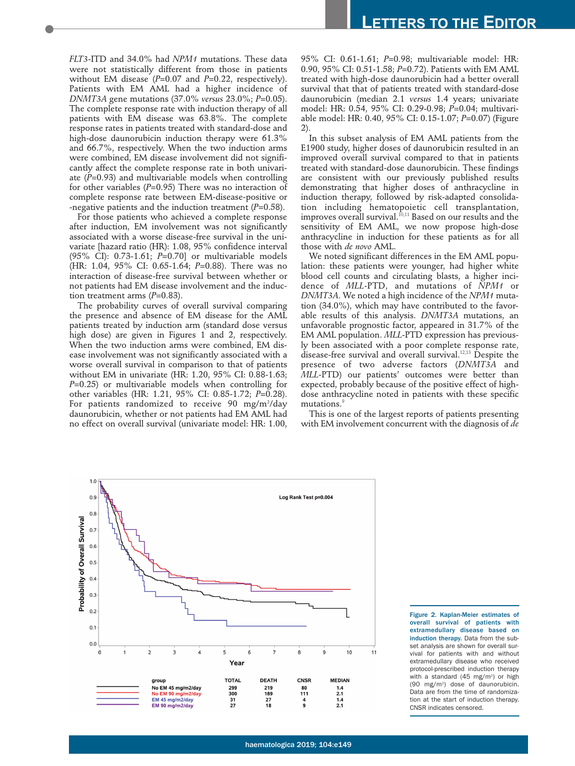*FLT3*-ITD and 34.0% had *NPM1* mutations. These data were not statistically different from those in patients without EM disease ($P$=0.07 and $P$=0.22, respectively). Patients with EM AML had a higher incidence of *DNMT3A* gene mutations (37.0% *versus* 23.0%; $P$=0.05). The complete response rate with induction therapy of all patients with EM disease was 63.8%. The complete response rates in patients treated with standard-dose and high-dose daunorubicin induction therapy were 61.3% and 66.7%, respectively. When the two induction arms were combined, EM disease involvement did not significantly affect the complete response rate in both univariate ($P$=0.93) and multivariable models when controlling for other variables ($P$=0.95) There was no interaction of complete response rate between EM-disease-positive or -negative patients and the induction treatment ($P$=0.58).

For those patients who achieved a complete response after induction, EM involvement was not significantly associated with a worse disease-free survival in the univariate [hazard ratio (HR): 1.08, 95% confidence interval (95% CI): 0.73-1.61; $P$=0.70] or multivariable models (HR: 1.04, 95% CI: 0.65-1.64; $P$=0.88). There was no interaction of disease-free survival between whether or not patients had EM disease involvement and the induction treatment arms ($P$=0.83).

The probability curves of overall survival comparing the presence and absence of EM disease for the AML patients treated by induction arm (standard dose versus high dose) are given in Figures 1 and 2, respectively. When the two induction arms were combined, EM disease involvement was not significantly associated with a worse overall survival in comparison to that of patients without EM in univariate (HR: 1.20, 95% CI: 0.88-1.63; $P$=0.25) or multivariable models when controlling for other variables (HR: 1.21, 95% CI: 0.85-1.72; $P$=0.28). For patients randomized to receive 90 mg/m²/day daunorubicin, whether or not patients had EM AML had no effect on overall survival (univariate model: HR: 1.00, 95% CI: 0.61-1.61; $P$=0.98; multivariable model: HR: 0.90, 95% CI: 0.51-1.58; $P$=0.72). Patients with EM AML treated with high-dose daunorubicin had a better overall survival than that of patients treated with standard-dose daunorubicin (median 2.1 *versus* 1.4 years; univariate model: HR: 0.54, 95% CI: 0.29-0.98; $P$=0.04; multivariable model: HR: 0.40, 95% CI: 0.15-1.07; $P$=0.07) (Figure 2).

In this subset analysis of EM AML patients from the E1900 study, higher doses of daunorubicin resulted in an improved overall survival compared to that in patients treated with standard-dose daunorubicin. These findings are consistent with our previously published results demonstrating that higher doses of anthracycline in induction therapy, followed by risk-adapted consolidation including hematopoietic cell transplantation, improves overall survival.[10,11] Based on our results and the sensitivity of EM AML, we now propose high-dose anthracycline in induction for these patients as for all those with *de novo* AML.

We noted significant differences in the EM AML population: these patients were younger, had higher white blood cell counts and circulating blasts, a higher incidence of *MLL*-PTD, and mutations of *NPM1* or *DNMT3A*. We noted a high incidence of the *NPM1* mutation (34.0%), which may have contributed to the favorable results of this analysis. *DNMT3A* mutations, an unfavorable prognostic factor, appeared in 31.7% of the EM AML population. *MLL*-PTD expression has previously been associated with a poor complete response rate, disease-free survival and overall survival.[12,13] Despite the presence of two adverse factors (*DNMT3A* and *MLL*-PTD) our patients' outcomes were better than expected, probably because of the positive effect of high-dose anthracycline noted in patients with these specific mutations.[9]

This is one of the largest reports of patients presenting with EM involvement concurrent with the diagnosis of *de*

| group | TOTAL | DEATH | CNSR | MEDIAN |
|---|---|---|---|---|
| No EM 45 mg/m2/day | 299 | 219 | 80 | 1.4 |
| No EM 90 mg/m2/day | 300 | 189 | 111 | 2.1 |
| EM 45 mg/m2/day | 31 | 27 | 4 | 1.4 |
| EM 90 mg/m2/day | 27 | 18 | 9 | 2.1 |

**Figure 2. Kaplan-Meier estimates of overall survival of patients with extramedullary disease based on induction therapy.** Data from the subset analysis are shown for overall survival for patients with and without extramedullary disease who received protocol-prescribed induction therapy with a standard (45 mg/m²) or high (90 mg/m²) dose of daunorubicin. Data are from the time of randomization at the start of induction therapy. CNSR indicates censored.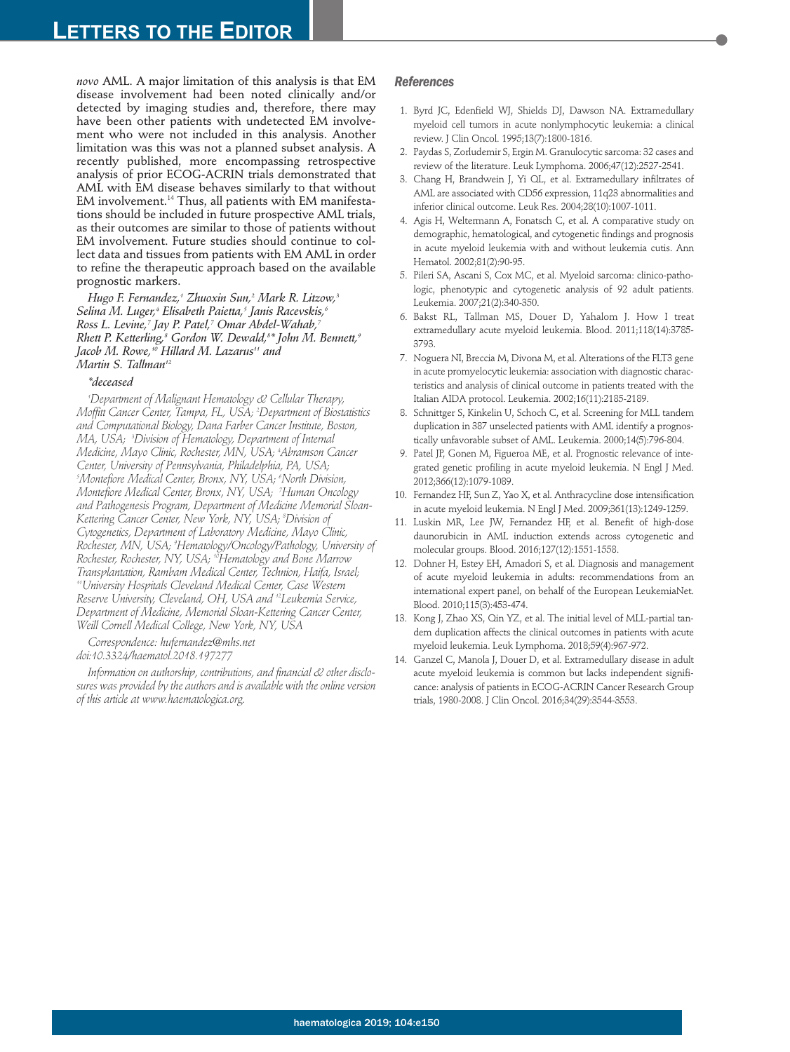*novo* AML. A major limitation of this analysis is that EM disease involvement had been noted clinically and/or detected by imaging studies and, therefore, there may have been other patients with undetected EM involvement who were not included in this analysis. Another limitation was this was not a planned subset analysis. A recently published, more encompassing retrospective analysis of prior ECOG-ACRIN trials demonstrated that AML with EM disease behaves similarly to that without EM involvement.[14] Thus, all patients with EM manifestations should be included in future prospective AML trials, as their outcomes are similar to those of patients without EM involvement. Future studies should continue to collect data and tissues from patients with EM AML in order to refine the therapeutic approach based on the available prognostic markers.

*Hugo F. Fernandez,[1] Zhuoxin Sun,[2] Mark R. Litzow,[3] Selina M. Luger,[4] Elisabeth Paietta,[5] Janis Racevskis,[6] Ross L. Levine,[7] Jay P. Patel,[7] Omar Abdel-Wahab,[7] Rhett P. Ketterling,[8] Gordon W. Dewald,[8]* John M. Bennett,[9] Jacob M. Rowe,[10] Hillard M. Lazarus[11] and Martin S. Tallman[12]*

*deceased

*[1]Department of Malignant Hematology & Cellular Therapy, Moffitt Cancer Center, Tampa, FL, USA; [2]Department of Biostatistics and Computational Biology, Dana Farber Cancer Institute, Boston, MA, USA; [3]Division of Hematology, Department of Internal Medicine, Mayo Clinic, Rochester, MN, USA; [4]Abramson Cancer Center, University of Pennsylvania, Philadelphia, PA, USA; [5]Montefiore Medical Center, Bronx, NY, USA; [6]North Division, Montefiore Medical Center, Bronx, NY, USA; [7]Human Oncology and Pathogenesis Program, Department of Medicine Memorial Sloan-Kettering Cancer Center, New York, NY, USA; [8]Division of Cytogenetics, Department of Laboratory Medicine, Mayo Clinic, Rochester, MN, USA; [9]Hematology/Oncology/Pathology, University of Rochester, Rochester, NY, USA; [10]Hematology and Bone Marrow Transplantation, Rambam Medical Center, Technion, Haifa, Israel; [11]University Hospitals Cleveland Medical Center, Case Western Reserve University, Cleveland, OH, USA and [12]Leukemia Service, Department of Medicine, Memorial Sloan-Kettering Cancer Center, Weill Cornell Medical College, New York, NY, USA*

*Correspondence: hufernandez@mhs.net*
*doi:10.3324/haematol.2018.197277*

*Information on authorship, contributions, and financial & other disclosures was provided by the authors and is available with the online version of this article at www.haematologica.org.*

## References

1. Byrd JC, Edenfield WJ, Shields DJ, Dawson NA. Extramedullary myeloid cell tumors in acute nonlymphocytic leukemia: a clinical review. J Clin Oncol. 1995;13(7):1800-1816.
2. Paydas S, Zorludemir S, Ergin M. Granulocytic sarcoma: 32 cases and review of the literature. Leuk Lymphoma. 2006;47(12):2527-2541.
3. Chang H, Brandwein J, Yi QL, et al. Extramedullary infiltrates of AML are associated with CD56 expression, 11q23 abnormalities and inferior clinical outcome. Leuk Res. 2004;28(10):1007-1011.
4. Agis H, Weltermann A, Fonatsch C, et al. A comparative study on demographic, hematological, and cytogenetic findings and prognosis in acute myeloid leukemia with and without leukemia cutis. Ann Hematol. 2002;81(2):90-95.
5. Pileri SA, Ascani S, Cox MC, et al. Myeloid sarcoma: clinico-pathologic, phenotypic and cytogenetic analysis of 92 adult patients. Leukemia. 2007;21(2):340-350.
6. Bakst RL, Tallman MS, Douer D, Yahalom J. How I treat extramedullary acute myeloid leukemia. Blood. 2011;118(14):3785-3793.
7. Noguera NI, Breccia M, Divona M, et al. Alterations of the FLT3 gene in acute promyelocytic leukemia: association with diagnostic characteristics and analysis of clinical outcome in patients treated with the Italian AIDA protocol. Leukemia. 2002;16(11):2185-2189.
8. Schnittger S, Kinkelin U, Schoch C, et al. Screening for MLL tandem duplication in 387 unselected patients with AML identify a prognostically unfavorable subset of AML. Leukemia. 2000;14(5):796-804.
9. Patel JP, Gonen M, Figueroa ME, et al. Prognostic relevance of integrated genetic profiling in acute myeloid leukemia. N Engl J Med. 2012;366(12):1079-1089.
10. Fernandez HF, Sun Z, Yao X, et al. Anthracycline dose intensification in acute myeloid leukemia. N Engl J Med. 2009;361(13):1249-1259.
11. Luskin MR, Lee JW, Fernandez HF, et al. Benefit of high-dose daunorubicin in AML induction extends across cytogenetic and molecular groups. Blood. 2016;127(12):1551-1558.
12. Dohner H, Estey EH, Amadori S, et al. Diagnosis and management of acute myeloid leukemia in adults: recommendations from an international expert panel, on behalf of the European LeukemiaNet. Blood. 2010;115(3):453-474.
13. Kong J, Zhao XS, Qin YZ, et al. The initial level of MLL-partial tandem duplication affects the clinical outcomes in patients with acute myeloid leukemia. Leuk Lymphoma. 2018;59(4):967-972.
14. Ganzel C, Manola J, Douer D, et al. Extramedullary disease in adult acute myeloid leukemia is common but lacks independent significance: analysis of patients in ECOG-ACRIN Cancer Research Group trials, 1980-2008. J Clin Oncol. 2016;34(29):3544-3553.